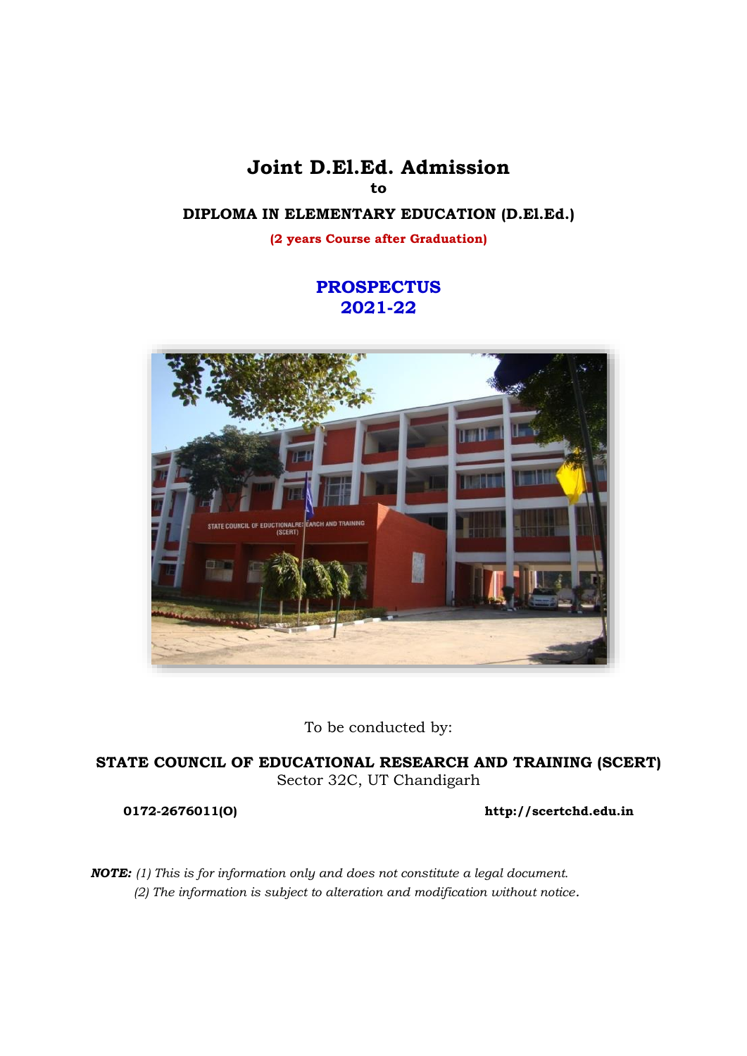# Joint D.El.Ed. Admission

**to**

**DIPLOMA IN ELEMENTARY EDUCATION (D.El.Ed.)**

**(2 years Course after Graduation)**

## PROSPECTUS
## 2021-22

To be conducted by:

**STATE COUNCIL OF EDUCATIONAL RESEARCH AND TRAINING (SCERT)**
Sector 32C, UT Chandigarh

**0172-2676011(O)** **http://scertchd.edu.in**

***NOTE:*** *(1) This is for information only and does not constitute a legal document.*
*(2) The information is subject to alteration and modification without notice.*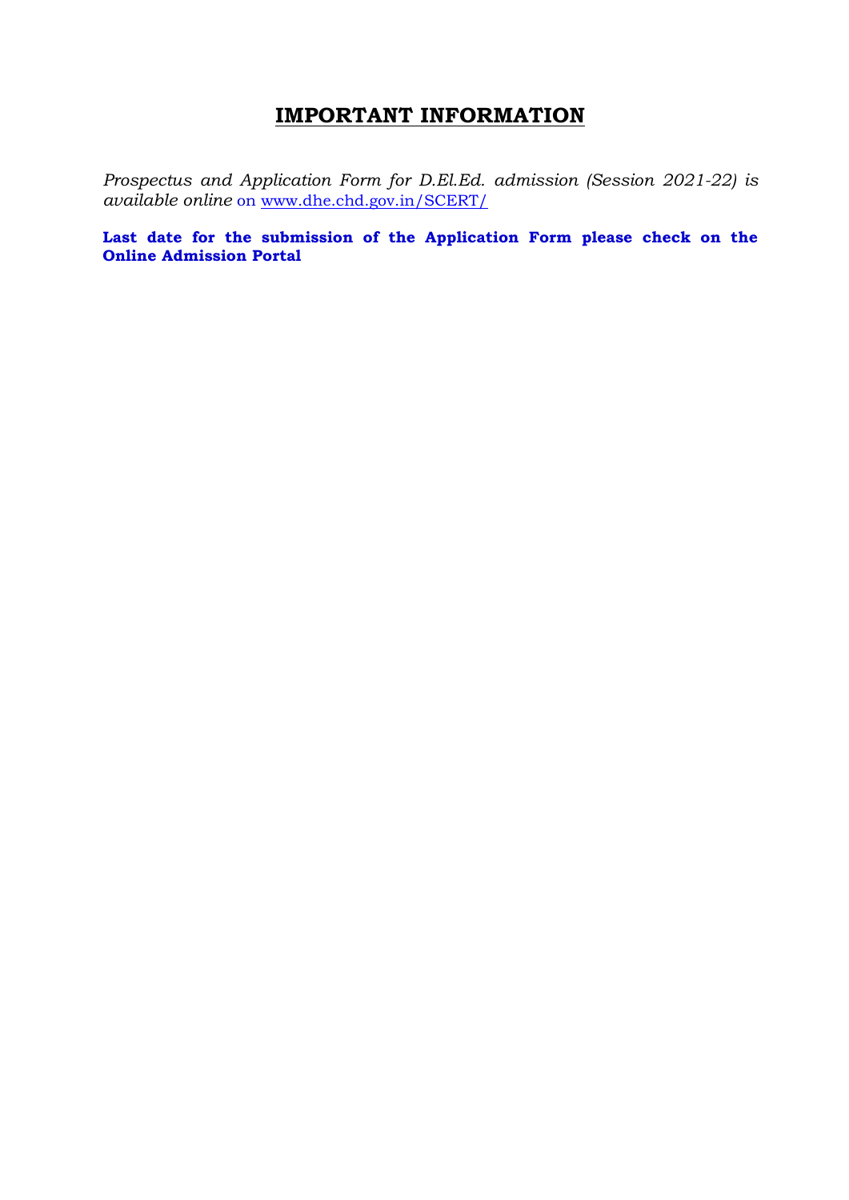# IMPORTANT INFORMATION

*Prospectus and Application Form for D.El.Ed. admission (Session 2021-22) is available online* on www.dhe.chd.gov.in/SCERT/

**Last date for the submission of the Application Form please check on the Online Admission Portal**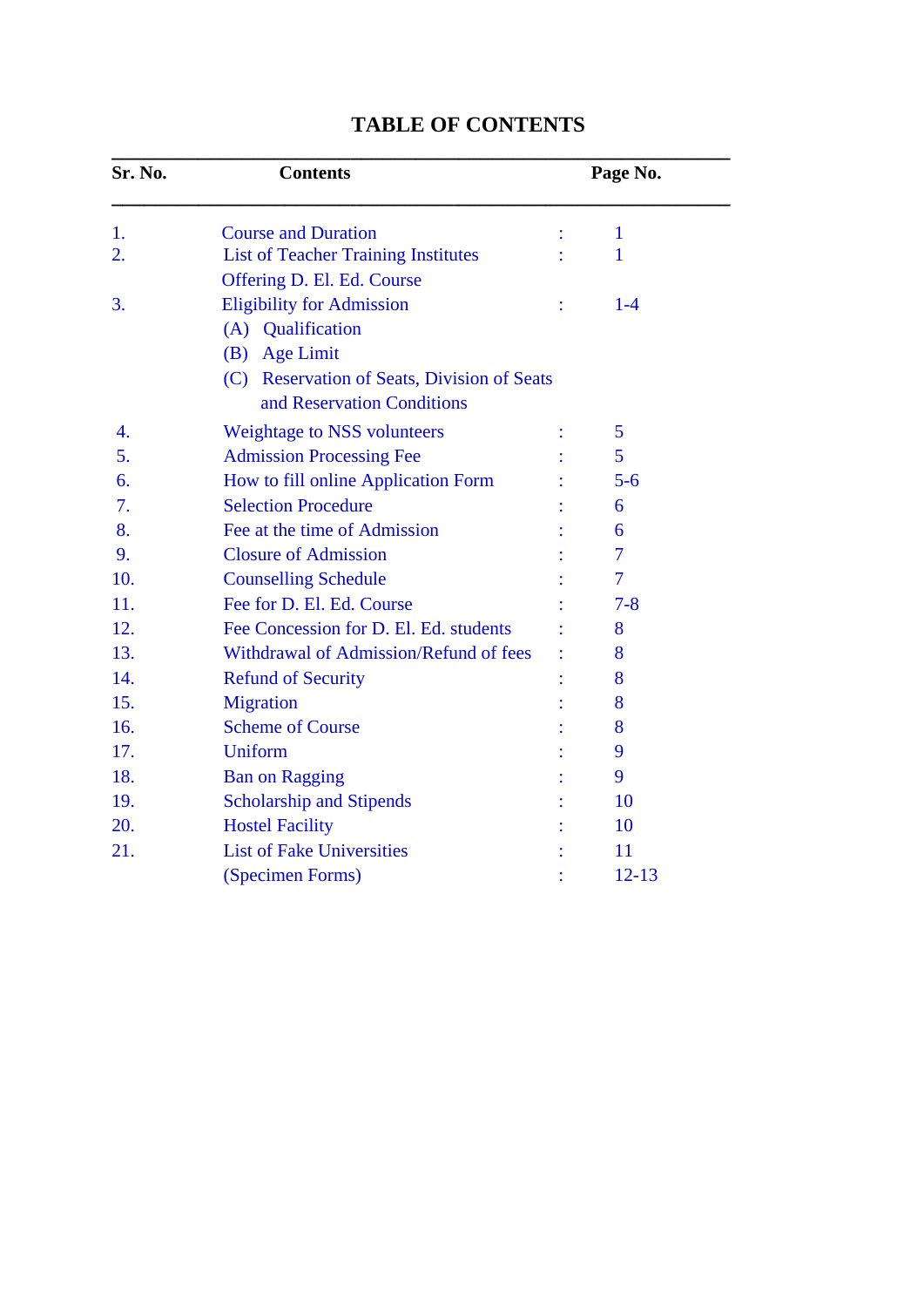# TABLE OF CONTENTS

| Sr. No. | Contents | | Page No. |
|---|---|---|---|
| 1. | Course and Duration | : | 1 |
| 2. | List of Teacher Training Institutes Offering D. El. Ed. Course | : | 1 |
| 3. | Eligibility for Admission<br>(A) Qualification<br>(B) Age Limit<br>(C) Reservation of Seats, Division of Seats and Reservation Conditions | : | 1-4 |
| 4. | Weightage to NSS volunteers | : | 5 |
| 5. | Admission Processing Fee | : | 5 |
| 6. | How to fill online Application Form | : | 5-6 |
| 7. | Selection Procedure | : | 6 |
| 8. | Fee at the time of Admission | : | 6 |
| 9. | Closure of Admission | : | 7 |
| 10. | Counselling Schedule | : | 7 |
| 11. | Fee for D. El. Ed. Course | : | 7-8 |
| 12. | Fee Concession for D. El. Ed. students | : | 8 |
| 13. | Withdrawal of Admission/Refund of fees | : | 8 |
| 14. | Refund of Security | : | 8 |
| 15. | Migration | : | 8 |
| 16. | Scheme of Course | : | 8 |
| 17. | Uniform | : | 9 |
| 18. | Ban on Ragging | : | 9 |
| 19. | Scholarship and Stipends | : | 10 |
| 20. | Hostel Facility | : | 10 |
| 21. | List of Fake Universities | : | 11 |
| | (Specimen Forms) | : | 12-13 |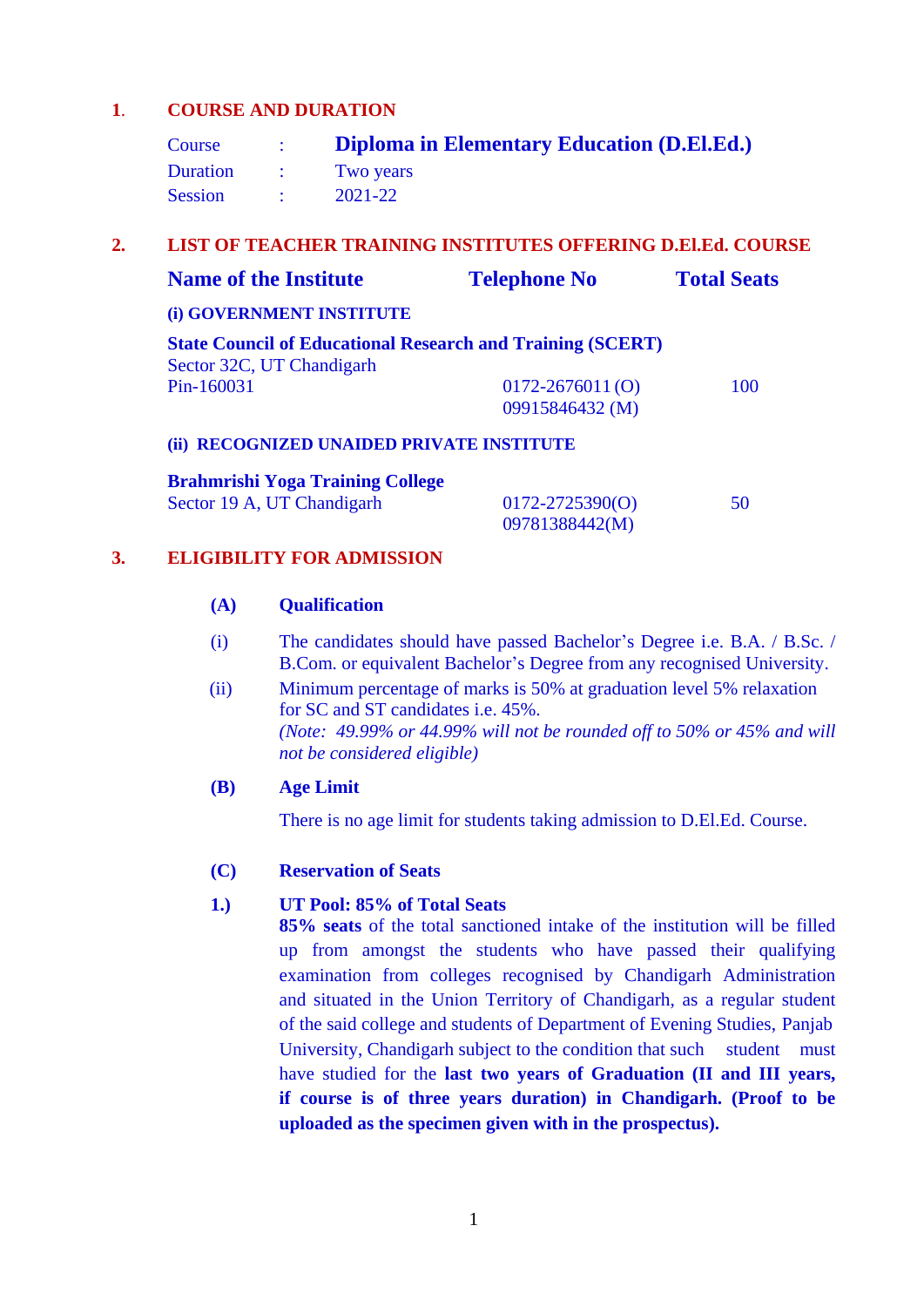## 1. COURSE AND DURATION

| | | |
|---|---|---|
| Course | : | **Diploma in Elementary Education (D.El.Ed.)** |
| Duration | : | Two years |
| Session | : | 2021-22 |

## 2. LIST OF TEACHER TRAINING INSTITUTES OFFERING D.El.Ed. COURSE

| Name of the Institute | Telephone No | Total Seats |
|---|---|---|
| **(i) GOVERNMENT INSTITUTE** | | |
| **State Council of Educational Research and Training (SCERT)**<br>Sector 32C, UT Chandigarh<br>Pin-160031 | 0172-2676011 (O)<br>09915846432 (M) | 100 |
| **(ii) RECOGNIZED UNAIDED PRIVATE INSTITUTE** | | |
| **Brahmrishi Yoga Training College**<br>Sector 19 A, UT Chandigarh | 0172-2725390(O)<br>09781388442(M) | 50 |

## 3. ELIGIBILITY FOR ADMISSION

### (A) Qualification

(i) The candidates should have passed Bachelor's Degree i.e. B.A. / B.Sc. / B.Com. or equivalent Bachelor's Degree from any recognised University.

(ii) Minimum percentage of marks is 50% at graduation level 5% relaxation for SC and ST candidates i.e. 45%.
*(Note: 49.99% or 44.99% will not be rounded off to 50% or 45% and will not be considered eligible)*

### (B) Age Limit

There is no age limit for students taking admission to D.El.Ed. Course.

### (C) Reservation of Seats

**1.) UT Pool: 85% of Total Seats**

**85% seats** of the total sanctioned intake of the institution will be filled up from amongst the students who have passed their qualifying examination from colleges recognised by Chandigarh Administration and situated in the Union Territory of Chandigarh, as a regular student of the said college and students of Department of Evening Studies, Panjab University, Chandigarh subject to the condition that such student must have studied for the **last two years of Graduation (II and III years, if course is of three years duration) in Chandigarh. (Proof to be uploaded as the specimen given with in the prospectus).**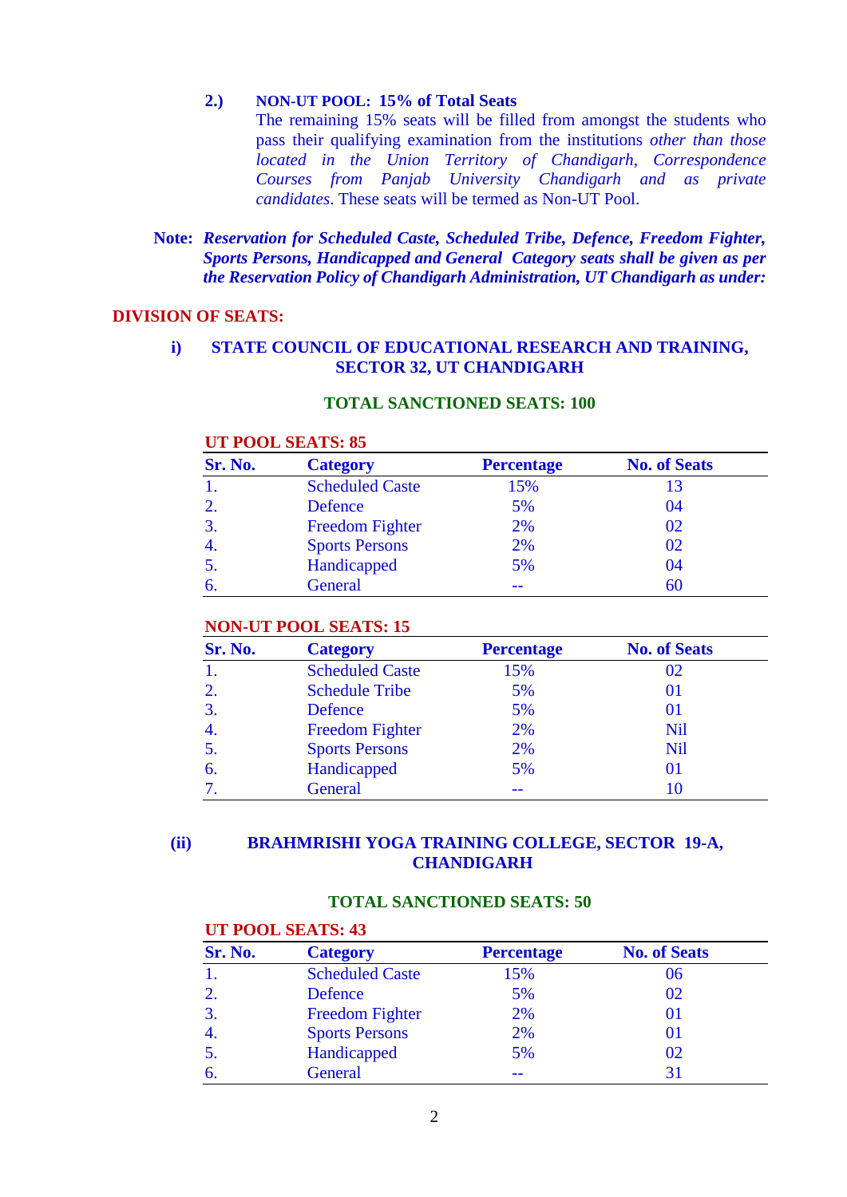**2.) NON-UT POOL: 15% of Total Seats**

The remaining 15% seats will be filled from amongst the students who pass their qualifying examination from the institutions *other than those located in the Union Territory of Chandigarh, Correspondence Courses from Panjab University Chandigarh and as private candidates*. These seats will be termed as Non-UT Pool.

**Note:** ***Reservation for Scheduled Caste, Scheduled Tribe, Defence, Freedom Fighter, Sports Persons, Handicapped and General Category seats shall be given as per the Reservation Policy of Chandigarh Administration, UT Chandigarh as under:***

## DIVISION OF SEATS:

### i) STATE COUNCIL OF EDUCATIONAL RESEARCH AND TRAINING, SECTOR 32, UT CHANDIGARH

**TOTAL SANCTIONED SEATS: 100**

**UT POOL SEATS: 85**

| Sr. No. | Category | Percentage | No. of Seats |
|---|---|---|---|
| 1. | Scheduled Caste | 15% | 13 |
| 2. | Defence | 5% | 04 |
| 3. | Freedom Fighter | 2% | 02 |
| 4. | Sports Persons | 2% | 02 |
| 5. | Handicapped | 5% | 04 |
| 6. | General | -- | 60 |

**NON-UT POOL SEATS: 15**

| Sr. No. | Category | Percentage | No. of Seats |
|---|---|---|---|
| 1. | Scheduled Caste | 15% | 02 |
| 2. | Schedule Tribe | 5% | 01 |
| 3. | Defence | 5% | 01 |
| 4. | Freedom Fighter | 2% | Nil |
| 5. | Sports Persons | 2% | Nil |
| 6. | Handicapped | 5% | 01 |
| 7. | General | -- | 10 |

### (ii) BRAHMRISHI YOGA TRAINING COLLEGE, SECTOR 19-A, CHANDIGARH

**TOTAL SANCTIONED SEATS: 50**

**UT POOL SEATS: 43**

| Sr. No. | Category | Percentage | No. of Seats |
|---|---|---|---|
| 1. | Scheduled Caste | 15% | 06 |
| 2. | Defence | 5% | 02 |
| 3. | Freedom Fighter | 2% | 01 |
| 4. | Sports Persons | 2% | 01 |
| 5. | Handicapped | 5% | 02 |
| 6. | General | -- | 31 |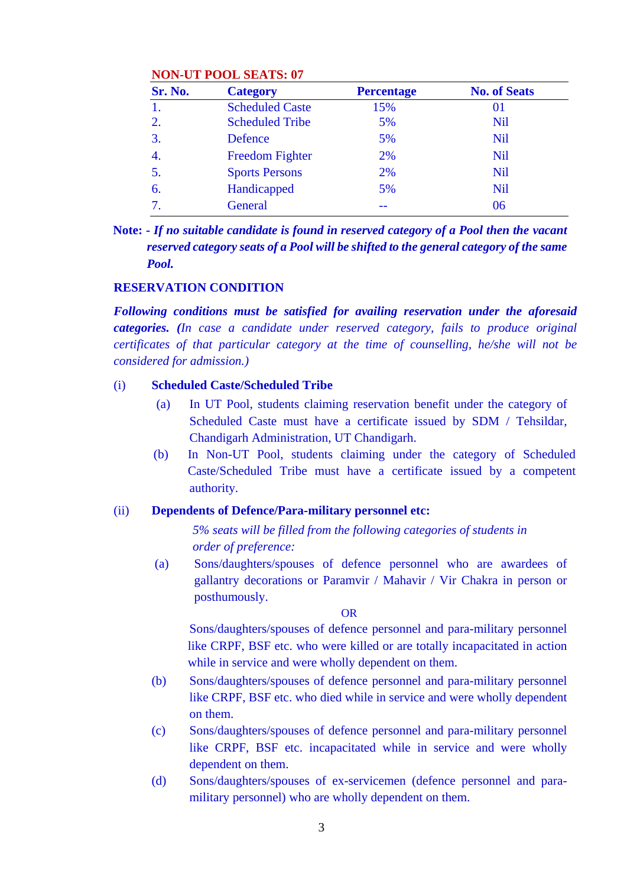**NON-UT POOL SEATS: 07**

| Sr. No. | Category | Percentage | No. of Seats |
|---|---|---|---|
| 1. | Scheduled Caste | 15% | 01 |
| 2. | Scheduled Tribe | 5% | Nil |
| 3. | Defence | 5% | Nil |
| 4. | Freedom Fighter | 2% | Nil |
| 5. | Sports Persons | 2% | Nil |
| 6. | Handicapped | 5% | Nil |
| 7. | General | -- | 06 |

**Note: -** ***If no suitable candidate is found in reserved category of a Pool then the vacant reserved category seats of a Pool will be shifted to the general category of the same Pool.***

**RESERVATION CONDITION**

***Following conditions must be satisfied for availing reservation under the aforesaid categories. (****In case a candidate under reserved category, fails to produce original certificates of that particular category at the time of counselling, he/she will not be considered for admission.)*

(i) **Scheduled Caste/Scheduled Tribe**

(a) In UT Pool, students claiming reservation benefit under the category of Scheduled Caste must have a certificate issued by SDM / Tehsildar, Chandigarh Administration, UT Chandigarh.

(b) In Non-UT Pool, students claiming under the category of Scheduled Caste/Scheduled Tribe must have a certificate issued by a competent authority.

(ii) **Dependents of Defence/Para-military personnel etc:**

*5% seats will be filled from the following categories of students in order of preference:*

(a) Sons/daughters/spouses of defence personnel who are awardees of gallantry decorations or Paramvir / Mahavir / Vir Chakra in person or posthumously.

OR

Sons/daughters/spouses of defence personnel and para-military personnel like CRPF, BSF etc. who were killed or are totally incapacitated in action while in service and were wholly dependent on them.

(b) Sons/daughters/spouses of defence personnel and para-military personnel like CRPF, BSF etc. who died while in service and were wholly dependent on them.

(c) Sons/daughters/spouses of defence personnel and para-military personnel like CRPF, BSF etc. incapacitated while in service and were wholly dependent on them.

(d) Sons/daughters/spouses of ex-servicemen (defence personnel and para-military personnel) who are wholly dependent on them.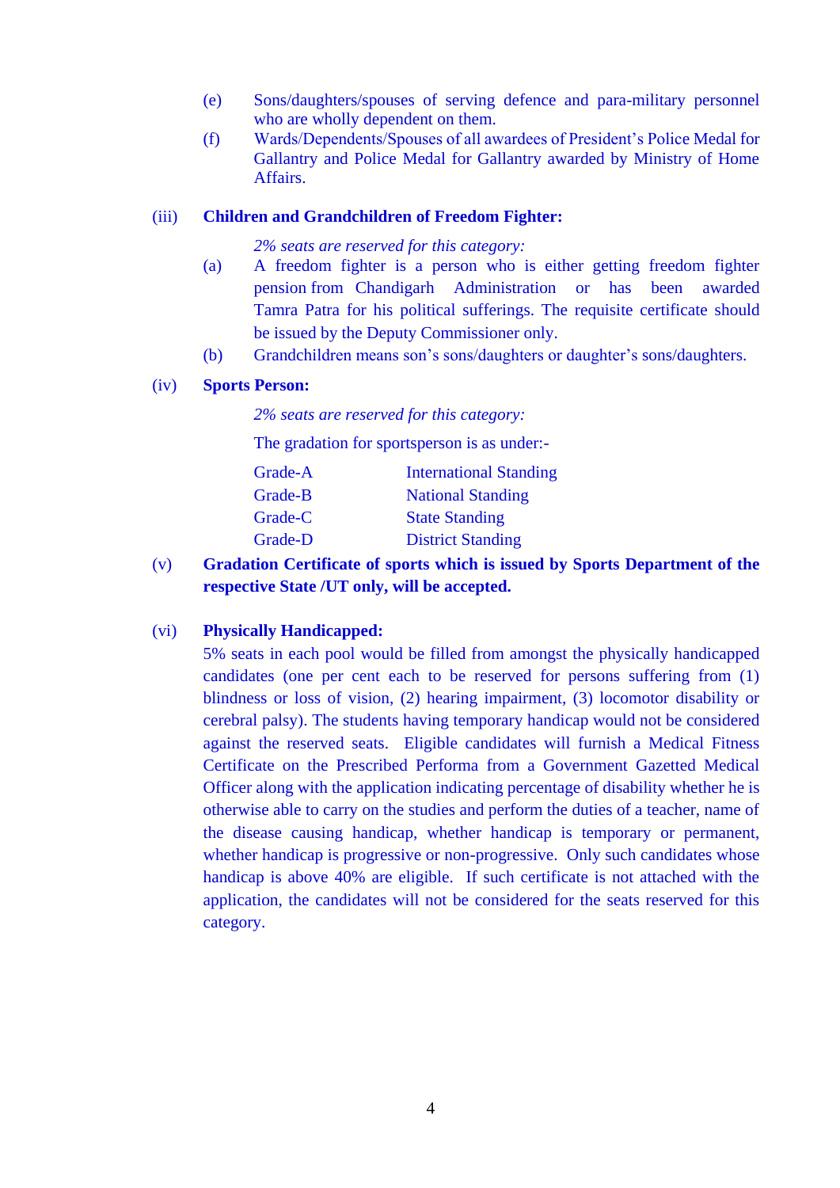(e) Sons/daughters/spouses of serving defence and para-military personnel who are wholly dependent on them.

(f) Wards/Dependents/Spouses of all awardees of President's Police Medal for Gallantry and Police Medal for Gallantry awarded by Ministry of Home Affairs.

(iii) **Children and Grandchildren of Freedom Fighter:**

*2% seats are reserved for this category:*

(a) A freedom fighter is a person who is either getting freedom fighter pension from Chandigarh Administration or has been awarded Tamra Patra for his political sufferings. The requisite certificate should be issued by the Deputy Commissioner only.

(b) Grandchildren means son's sons/daughters or daughter's sons/daughters.

(iv) **Sports Person:**

*2% seats are reserved for this category:*

The gradation for sportsperson is as under:-

| | |
|---|---|
| Grade-A | International Standing |
| Grade-B | National Standing |
| Grade-C | State Standing |
| Grade-D | District Standing |

(v) **Gradation Certificate of sports which is issued by Sports Department of the respective State /UT only, will be accepted.**

(vi) **Physically Handicapped:**

5% seats in each pool would be filled from amongst the physically handicapped candidates (one per cent each to be reserved for persons suffering from (1) blindness or loss of vision, (2) hearing impairment, (3) locomotor disability or cerebral palsy). The students having temporary handicap would not be considered against the reserved seats. Eligible candidates will furnish a Medical Fitness Certificate on the Prescribed Performa from a Government Gazetted Medical Officer along with the application indicating percentage of disability whether he is otherwise able to carry on the studies and perform the duties of a teacher, name of the disease causing handicap, whether handicap is temporary or permanent, whether handicap is progressive or non-progressive. Only such candidates whose handicap is above 40% are eligible. If such certificate is not attached with the application, the candidates will not be considered for the seats reserved for this category.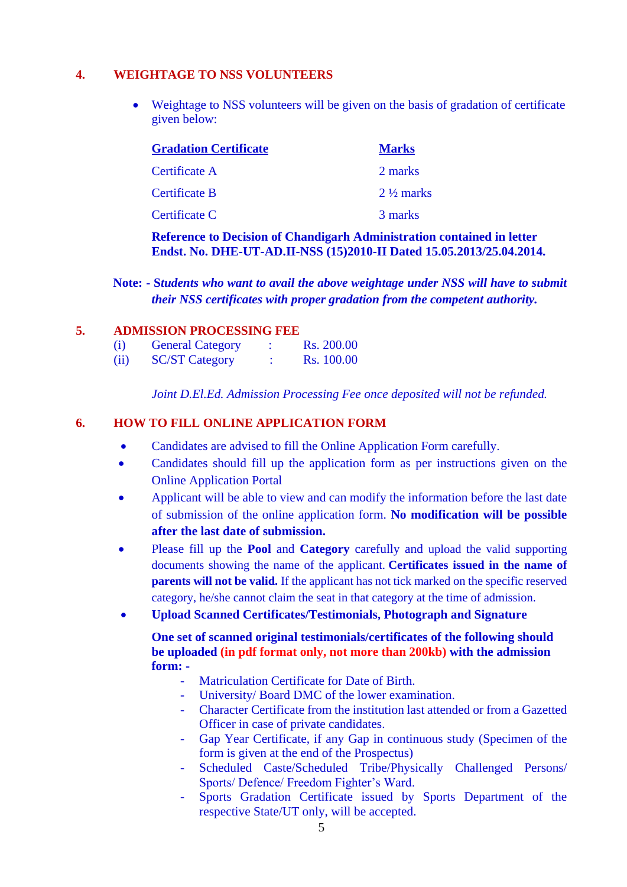## 4. WEIGHTAGE TO NSS VOLUNTEERS

- Weightage to NSS volunteers will be given on the basis of gradation of certificate given below:

| Gradation Certificate | Marks |
|---|---|
| Certificate A | 2 marks |
| Certificate B | 2 ½ marks |
| Certificate C | 3 marks |

**Reference to Decision of Chandigarh Administration contained in letter Endst. No. DHE-UT-AD.II-NSS (15)2010-II Dated 15.05.2013/25.04.2014.**

**Note: - *Students who want to avail the above weightage under NSS will have to submit their NSS certificates with proper gradation from the competent authority.***

## 5. ADMISSION PROCESSING FEE

(i) General Category : Rs. 200.00

(ii) SC/ST Category : Rs. 100.00

*Joint D.El.Ed. Admission Processing Fee once deposited will not be refunded.*

## 6. HOW TO FILL ONLINE APPLICATION FORM

- Candidates are advised to fill the Online Application Form carefully.
- Candidates should fill up the application form as per instructions given on the Online Application Portal
- Applicant will be able to view and can modify the information before the last date of submission of the online application form. **No modification will be possible after the last date of submission.**
- Please fill up the **Pool** and **Category** carefully and upload the valid supporting documents showing the name of the applicant. **Certificates issued in the name of parents will not be valid.** If the applicant has not tick marked on the specific reserved category, he/she cannot claim the seat in that category at the time of admission.
- **Upload Scanned Certificates/Testimonials, Photograph and Signature**

  **One set of scanned original testimonials/certificates of the following should be uploaded (in pdf format only, not more than 200kb) with the admission form: -**

  - Matriculation Certificate for Date of Birth.
  - University/ Board DMC of the lower examination.
  - Character Certificate from the institution last attended or from a Gazetted Officer in case of private candidates.
  - Gap Year Certificate, if any Gap in continuous study (Specimen of the form is given at the end of the Prospectus)
  - Scheduled Caste/Scheduled Tribe/Physically Challenged Persons/ Sports/ Defence/ Freedom Fighter's Ward.
  - Sports Gradation Certificate issued by Sports Department of the respective State/UT only, will be accepted.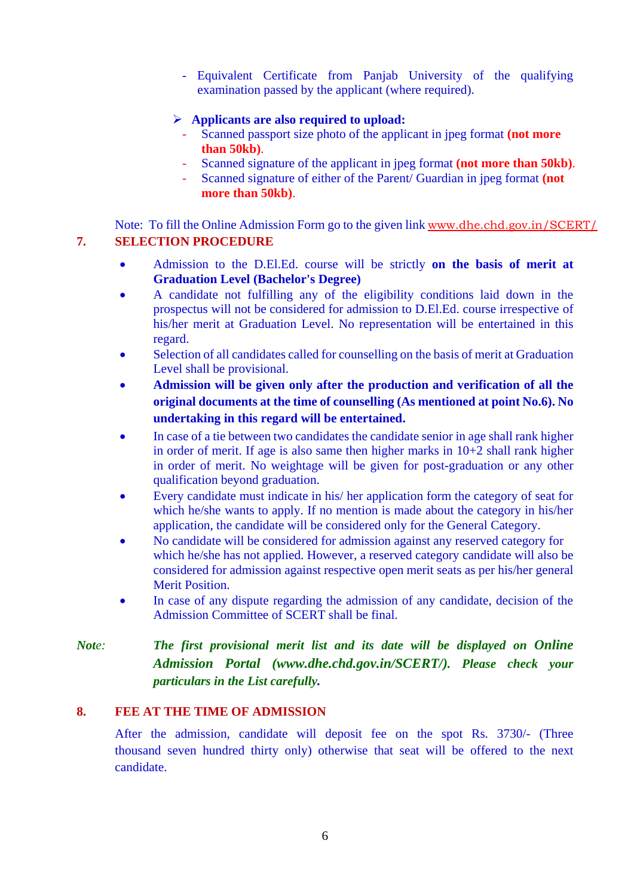- Equivalent Certificate from Panjab University of the qualifying examination passed by the applicant (where required).

➢ **Applicants are also required to upload:**

- Scanned passport size photo of the applicant in jpeg format **(not more than 50kb)**.
- Scanned signature of the applicant in jpeg format **(not more than 50kb)**.
- Scanned signature of either of the Parent/ Guardian in jpeg format **(not more than 50kb)**.

Note: To fill the Online Admission Form go to the given link www.dhe.chd.gov.in/SCERT/

## 7. SELECTION PROCEDURE

- Admission to the D.El.Ed. course will be strictly **on the basis of merit at Graduation Level (Bachelor's Degree)**
- A candidate not fulfilling any of the eligibility conditions laid down in the prospectus will not be considered for admission to D.El.Ed. course irrespective of his/her merit at Graduation Level. No representation will be entertained in this regard.
- Selection of all candidates called for counselling on the basis of merit at Graduation Level shall be provisional.
- **Admission will be given only after the production and verification of all the original documents at the time of counselling (As mentioned at point No.6). No undertaking in this regard will be entertained.**
- In case of a tie between two candidates the candidate senior in age shall rank higher in order of merit. If age is also same then higher marks in 10+2 shall rank higher in order of merit. No weightage will be given for post-graduation or any other qualification beyond graduation.
- Every candidate must indicate in his/ her application form the category of seat for which he/she wants to apply. If no mention is made about the category in his/her application, the candidate will be considered only for the General Category.
- No candidate will be considered for admission against any reserved category for which he/she has not applied. However, a reserved category candidate will also be considered for admission against respective open merit seats as per his/her general Merit Position.
- In case of any dispute regarding the admission of any candidate, decision of the Admission Committee of SCERT shall be final.

*Note:* ***The first provisional merit list and its date will be displayed on Online Admission Portal (www.dhe.chd.gov.in/SCERT/). Please check your particulars in the List carefully.***

## 8. FEE AT THE TIME OF ADMISSION

After the admission, candidate will deposit fee on the spot Rs. 3730/- (Three thousand seven hundred thirty only) otherwise that seat will be offered to the next candidate.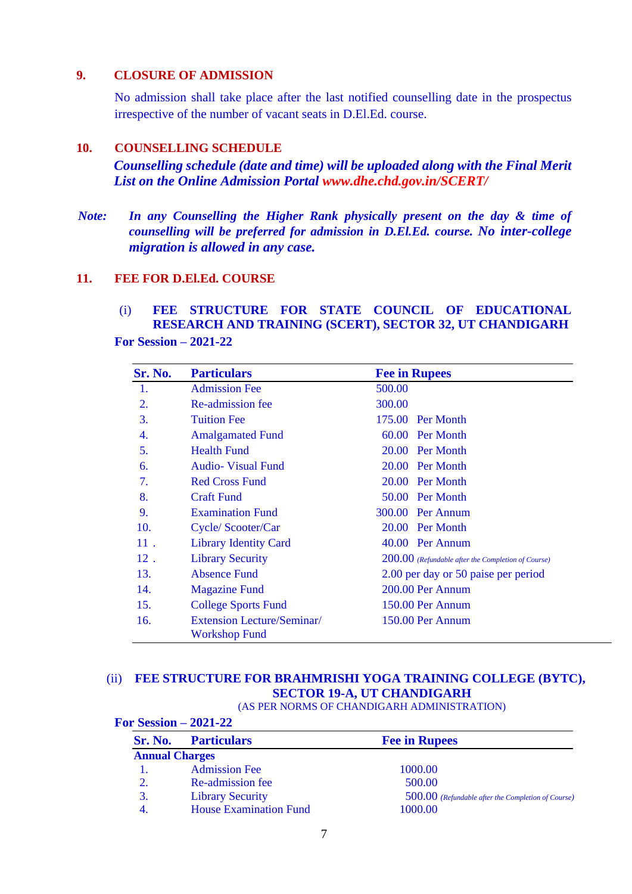## 9. CLOSURE OF ADMISSION

No admission shall take place after the last notified counselling date in the prospectus irrespective of the number of vacant seats in D.El.Ed. course.

## 10. COUNSELLING SCHEDULE

***Counselling schedule (date and time) will be uploaded along with the Final Merit List on the Online Admission Portal www.dhe.chd.gov.in/SCERT/***

***Note:*** ***In any Counselling the Higher Rank physically present on the day & time of counselling will be preferred for admission in D.El.Ed. course. No inter-college migration is allowed in any case.***

## 11. FEE FOR D.El.Ed. COURSE

### (i) FEE STRUCTURE FOR STATE COUNCIL OF EDUCATIONAL RESEARCH AND TRAINING (SCERT), SECTOR 32, UT CHANDIGARH

**For Session – 2021-22**

| Sr. No. | Particulars | Fee in Rupees |
|---|---|---|
| 1. | Admission Fee | 500.00 |
| 2. | Re-admission fee | 300.00 |
| 3. | Tuition Fee | 175.00 Per Month |
| 4. | Amalgamated Fund | 60.00 Per Month |
| 5. | Health Fund | 20.00 Per Month |
| 6. | Audio- Visual Fund | 20.00 Per Month |
| 7. | Red Cross Fund | 20.00 Per Month |
| 8. | Craft Fund | 50.00 Per Month |
| 9. | Examination Fund | 300.00 Per Annum |
| 10. | Cycle/ Scooter/Car | 20.00 Per Month |
| 11 . | Library Identity Card | 40.00 Per Annum |
| 12 . | Library Security | 200.00 *(Refundable after the Completion of Course)* |
| 13. | Absence Fund | 2.00 per day or 50 paise per period |
| 14. | Magazine Fund | 200.00 Per Annum |
| 15. | College Sports Fund | 150.00 Per Annum |
| 16. | Extension Lecture/Seminar/ Workshop Fund | 150.00 Per Annum |

### (ii) FEE STRUCTURE FOR BRAHMRISHI YOGA TRAINING COLLEGE (BYTC), SECTOR 19-A, UT CHANDIGARH

(AS PER NORMS OF CHANDIGARH ADMINISTRATION)

**For Session – 2021-22**

| Sr. No. | Particulars | Fee in Rupees |
|---|---|---|
| **Annual Charges** | | |
| 1. | Admission Fee | 1000.00 |
| 2. | Re-admission fee | 500.00 |
| 3. | Library Security | 500.00 *(Refundable after the Completion of Course)* |
| 4. | House Examination Fund | 1000.00 |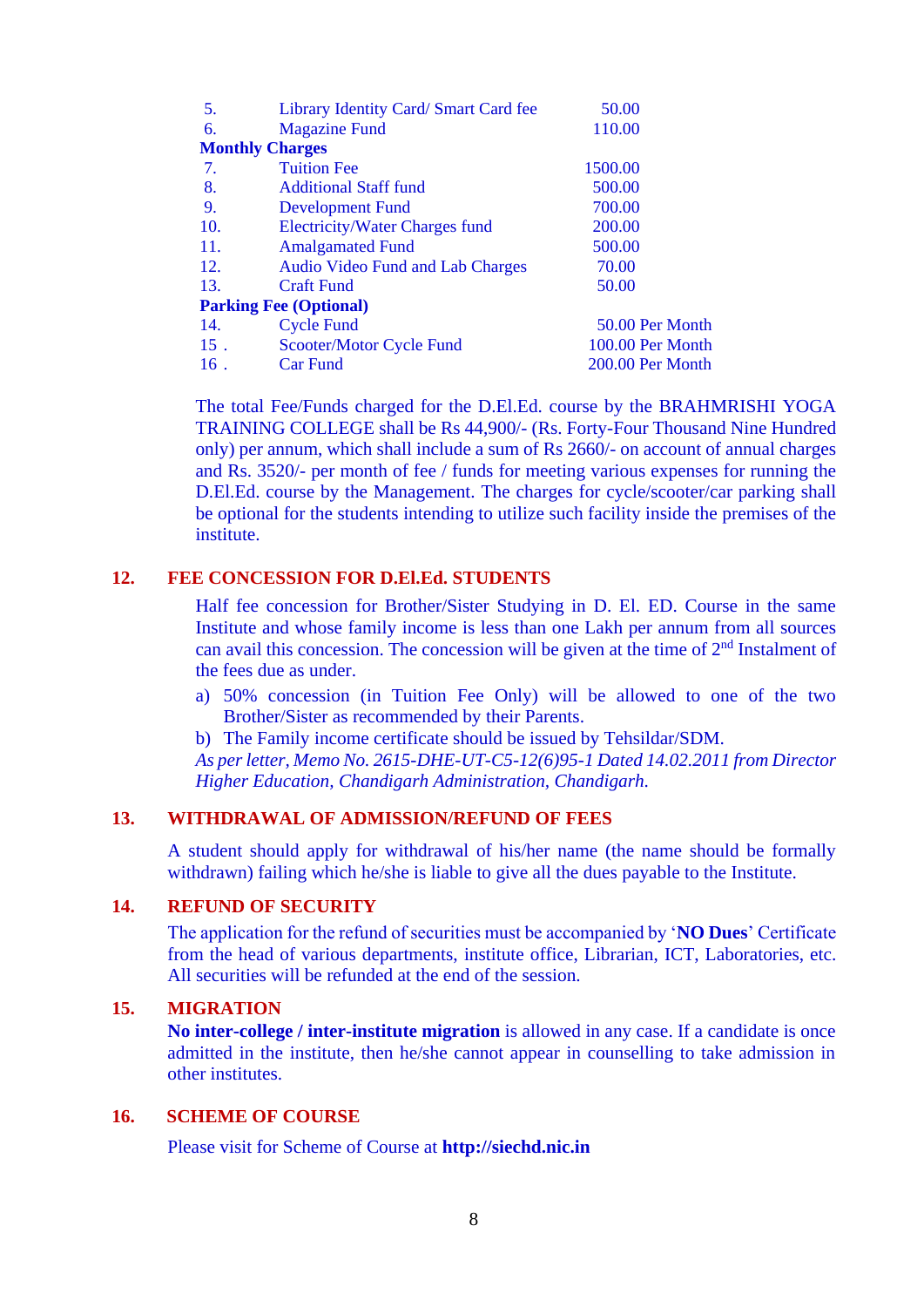| | | |
|---|---|---|
| 5. | Library Identity Card/ Smart Card fee | 50.00 |
| 6. | Magazine Fund | 110.00 |
| **Monthly Charges** | | |
| 7. | Tuition Fee | 1500.00 |
| 8. | Additional Staff fund | 500.00 |
| 9. | Development Fund | 700.00 |
| 10. | Electricity/Water Charges fund | 200.00 |
| 11. | Amalgamated Fund | 500.00 |
| 12. | Audio Video Fund and Lab Charges | 70.00 |
| 13. | Craft Fund | 50.00 |
| **Parking Fee (Optional)** | | |
| 14. | Cycle Fund | 50.00 Per Month |
| 15 . | Scooter/Motor Cycle Fund | 100.00 Per Month |
| 16 . | Car Fund | 200.00 Per Month |

The total Fee/Funds charged for the D.El.Ed. course by the BRAHMRISHI YOGA TRAINING COLLEGE shall be Rs 44,900/- (Rs. Forty-Four Thousand Nine Hundred only) per annum, which shall include a sum of Rs 2660/- on account of annual charges and Rs. 3520/- per month of fee / funds for meeting various expenses for running the D.El.Ed. course by the Management. The charges for cycle/scooter/car parking shall be optional for the students intending to utilize such facility inside the premises of the institute.

## 12. FEE CONCESSION FOR D.El.Ed. STUDENTS

Half fee concession for Brother/Sister Studying in D. El. ED. Course in the same Institute and whose family income is less than one Lakh per annum from all sources can avail this concession. The concession will be given at the time of 2nd Instalment of the fees due as under.

a) 50% concession (in Tuition Fee Only) will be allowed to one of the two Brother/Sister as recommended by their Parents.

b) The Family income certificate should be issued by Tehsildar/SDM.

*As per letter, Memo No. 2615-DHE-UT-C5-12(6)95-1 Dated 14.02.2011 from Director Higher Education, Chandigarh Administration, Chandigarh.*

## 13. WITHDRAWAL OF ADMISSION/REFUND OF FEES

A student should apply for withdrawal of his/her name (the name should be formally withdrawn) failing which he/she is liable to give all the dues payable to the Institute.

## 14. REFUND OF SECURITY

The application for the refund of securities must be accompanied by '**NO Dues**' Certificate from the head of various departments, institute office, Librarian, ICT, Laboratories, etc. All securities will be refunded at the end of the session.

## 15. MIGRATION

**No inter-college / inter-institute migration** is allowed in any case. If a candidate is once admitted in the institute, then he/she cannot appear in counselling to take admission in other institutes.

## 16. SCHEME OF COURSE

Please visit for Scheme of Course at **http://siechd.nic.in**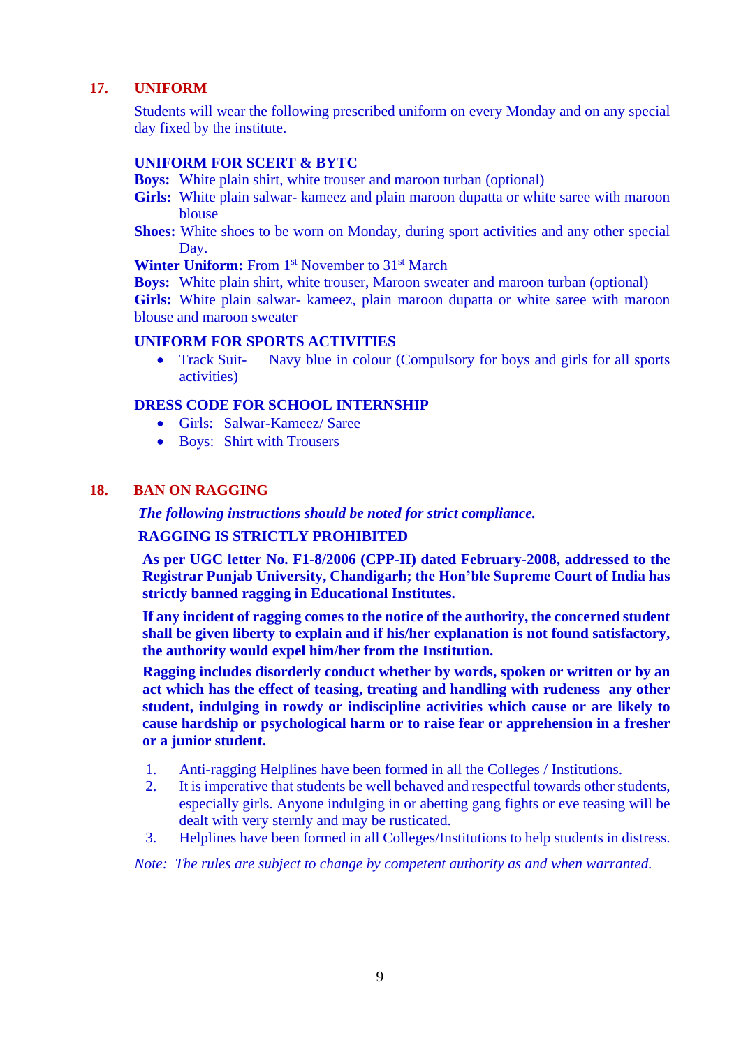## 17. UNIFORM

Students will wear the following prescribed uniform on every Monday and on any special day fixed by the institute.

### UNIFORM FOR SCERT & BYTC

**Boys:** White plain shirt, white trouser and maroon turban (optional)

**Girls:** White plain salwar- kameez and plain maroon dupatta or white saree with maroon blouse

**Shoes:** White shoes to be worn on Monday, during sport activities and any other special Day.

**Winter Uniform:** From 1st November to 31st March

**Boys:** White plain shirt, white trouser, Maroon sweater and maroon turban (optional)

**Girls:** White plain salwar- kameez, plain maroon dupatta or white saree with maroon blouse and maroon sweater

### UNIFORM FOR SPORTS ACTIVITIES

- Track Suit- Navy blue in colour (Compulsory for boys and girls for all sports activities)

### DRESS CODE FOR SCHOOL INTERNSHIP

- Girls: Salwar-Kameez/ Saree
- Boys: Shirt with Trousers

## 18. BAN ON RAGGING

***The following instructions should be noted for strict compliance.***

**RAGGING IS STRICTLY PROHIBITED**

**As per UGC letter No. F1-8/2006 (CPP-II) dated February-2008, addressed to the Registrar Punjab University, Chandigarh; the Hon'ble Supreme Court of India has strictly banned ragging in Educational Institutes.**

**If any incident of ragging comes to the notice of the authority, the concerned student shall be given liberty to explain and if his/her explanation is not found satisfactory, the authority would expel him/her from the Institution.**

**Ragging includes disorderly conduct whether by words, spoken or written or by an act which has the effect of teasing, treating and handling with rudeness any other student, indulging in rowdy or indiscipline activities which cause or are likely to cause hardship or psychological harm or to raise fear or apprehension in a fresher or a junior student.**

1. Anti-ragging Helplines have been formed in all the Colleges / Institutions.
2. It is imperative that students be well behaved and respectful towards other students, especially girls. Anyone indulging in or abetting gang fights or eve teasing will be dealt with very sternly and may be rusticated.
3. Helplines have been formed in all Colleges/Institutions to help students in distress.

*Note: The rules are subject to change by competent authority as and when warranted.*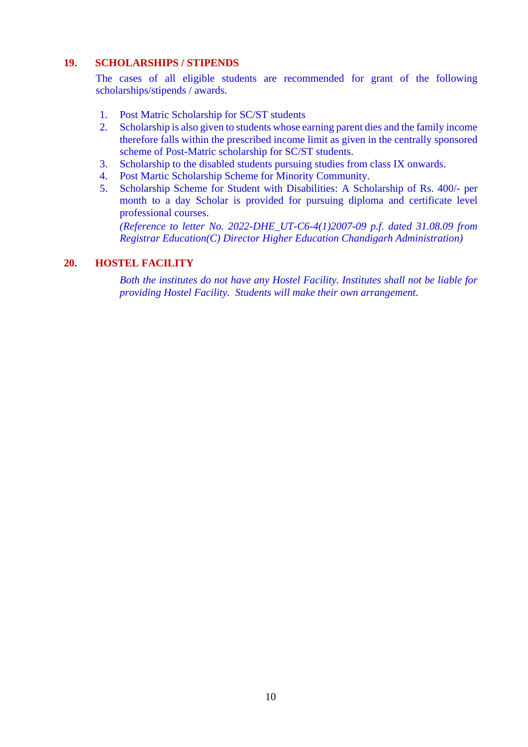## 19. SCHOLARSHIPS / STIPENDS

The cases of all eligible students are recommended for grant of the following scholarships/stipends / awards.

1. Post Matric Scholarship for SC/ST students
2. Scholarship is also given to students whose earning parent dies and the family income therefore falls within the prescribed income limit as given in the centrally sponsored scheme of Post-Matric scholarship for SC/ST students.
3. Scholarship to the disabled students pursuing studies from class IX onwards.
4. Post Martic Scholarship Scheme for Minority Community.
5. Scholarship Scheme for Student with Disabilities: A Scholarship of Rs. 400/- per month to a day Scholar is provided for pursuing diploma and certificate level professional courses.

   *(Reference to letter No. 2022-DHE_UT-C6-4(1)2007-09 p.f. dated 31.08.09 from Registrar Education(C) Director Higher Education Chandigarh Administration)*

## 20. HOSTEL FACILITY

*Both the institutes do not have any Hostel Facility. Institutes shall not be liable for providing Hostel Facility. Students will make their own arrangement.*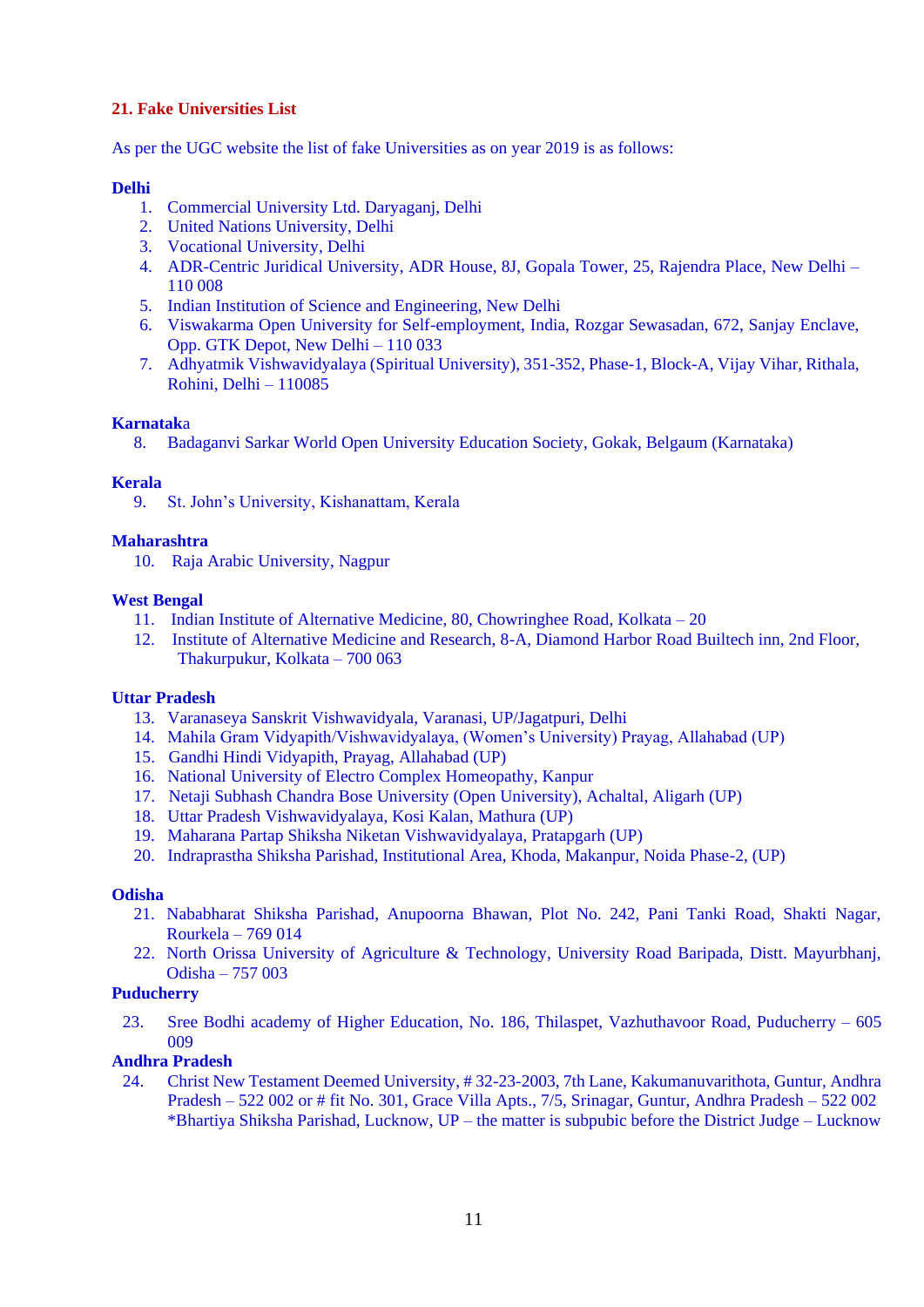## 21. Fake Universities List

As per the UGC website the list of fake Universities as on year 2019 is as follows:

**Delhi**

1. Commercial University Ltd. Daryaganj, Delhi
2. United Nations University, Delhi
3. Vocational University, Delhi
4. ADR-Centric Juridical University, ADR House, 8J, Gopala Tower, 25, Rajendra Place, New Delhi – 110 008
5. Indian Institution of Science and Engineering, New Delhi
6. Viswakarma Open University for Self-employment, India, Rozgar Sewasadan, 672, Sanjay Enclave, Opp. GTK Depot, New Delhi – 110 033
7. Adhyatmik Vishwavidyalaya (Spiritual University), 351-352, Phase-1, Block-A, Vijay Vihar, Rithala, Rohini, Delhi – 110085

**Karnataka**

8. Badaganvi Sarkar World Open University Education Society, Gokak, Belgaum (Karnataka)

**Kerala**

9. St. John's University, Kishanattam, Kerala

**Maharashtra**

10. Raja Arabic University, Nagpur

**West Bengal**

11. Indian Institute of Alternative Medicine, 80, Chowringhee Road, Kolkata – 20
12. Institute of Alternative Medicine and Research, 8-A, Diamond Harbor Road Builtech inn, 2nd Floor, Thakurpukur, Kolkata – 700 063

**Uttar Pradesh**

13. Varanaseya Sanskrit Vishwavidyala, Varanasi, UP/Jagatpuri, Delhi
14. Mahila Gram Vidyapith/Vishwavidyalaya, (Women's University) Prayag, Allahabad (UP)
15. Gandhi Hindi Vidyapith, Prayag, Allahabad (UP)
16. National University of Electro Complex Homeopathy, Kanpur
17. Netaji Subhash Chandra Bose University (Open University), Achaltal, Aligarh (UP)
18. Uttar Pradesh Vishwavidyalaya, Kosi Kalan, Mathura (UP)
19. Maharana Partap Shiksha Niketan Vishwavidyalaya, Pratapgarh (UP)
20. Indraprastha Shiksha Parishad, Institutional Area, Khoda, Makanpur, Noida Phase-2, (UP)

**Odisha**

21. Nababharat Shiksha Parishad, Anupoorna Bhawan, Plot No. 242, Pani Tanki Road, Shakti Nagar, Rourkela – 769 014
22. North Orissa University of Agriculture & Technology, University Road Baripada, Distt. Mayurbhanj, Odisha – 757 003

**Puducherry**

23. Sree Bodhi academy of Higher Education, No. 186, Thilaspet, Vazhuthavoor Road, Puducherry – 605 009

**Andhra Pradesh**

24. Christ New Testament Deemed University, # 32-23-2003, 7th Lane, Kakumanuvarithota, Guntur, Andhra Pradesh – 522 002 or # fit No. 301, Grace Villa Apts., 7/5, Srinagar, Guntur, Andhra Pradesh – 522 002
    *Bhartiya Shiksha Parishad, Lucknow, UP – the matter is subpubic before the District Judge – Lucknow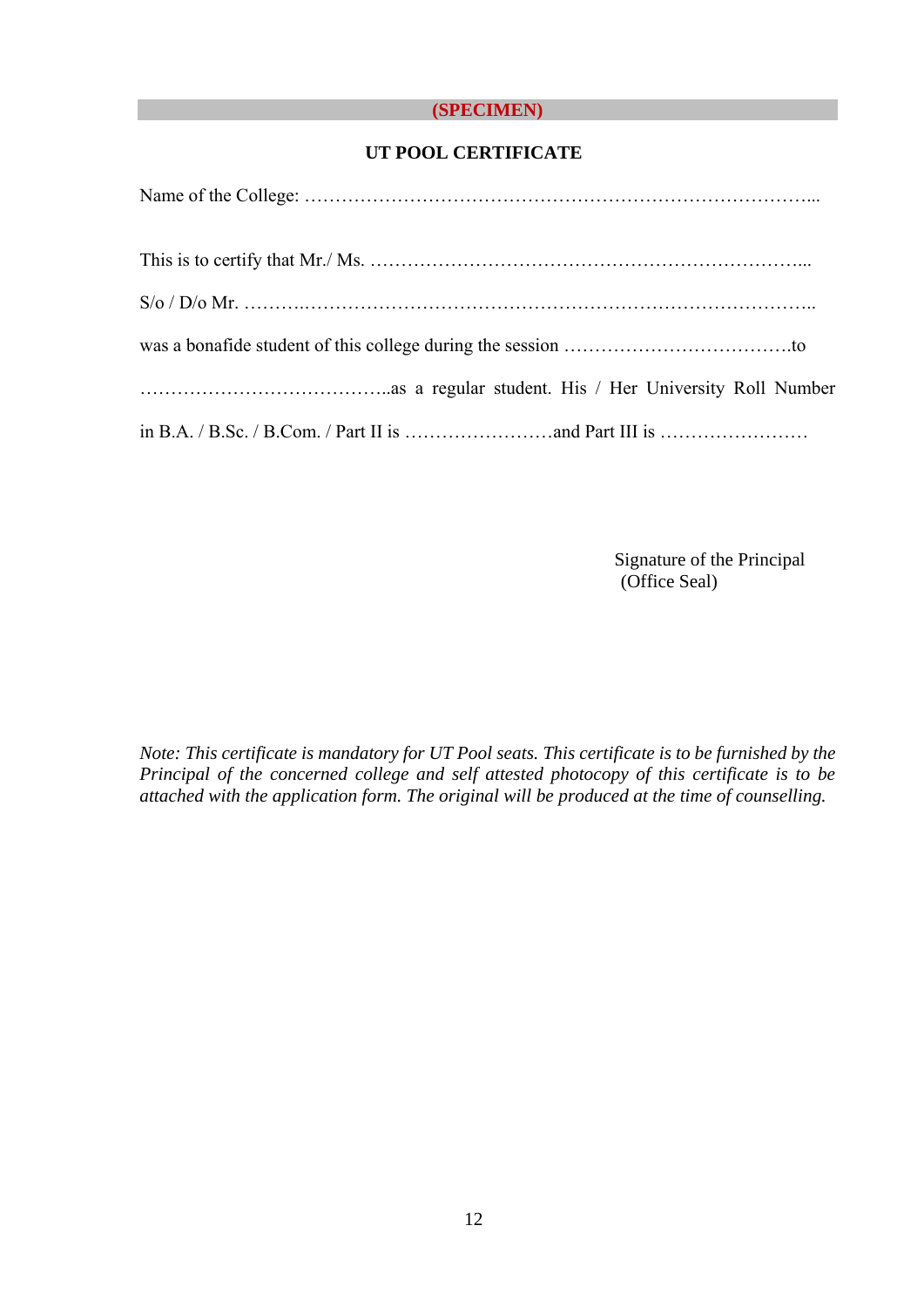**(SPECIMEN)**

**UT POOL CERTIFICATE**

Name of the College: …………………………………………………………………………...

This is to certify that Mr./ Ms. ……………………………………………………………...

S/o / D/o Mr. ……….……………………………………………………………………..

was a bonafide student of this college during the session ……………………………….to

…………………………………..as a regular student. His / Her University Roll Number

in B.A. / B.Sc. / B.Com. / Part II is ……………………and Part III is ……………………

Signature of the Principal  
(Office Seal)

*Note: This certificate is mandatory for UT Pool seats. This certificate is to be furnished by the Principal of the concerned college and self attested photocopy of this certificate is to be attached with the application form. The original will be produced at the time of counselling.*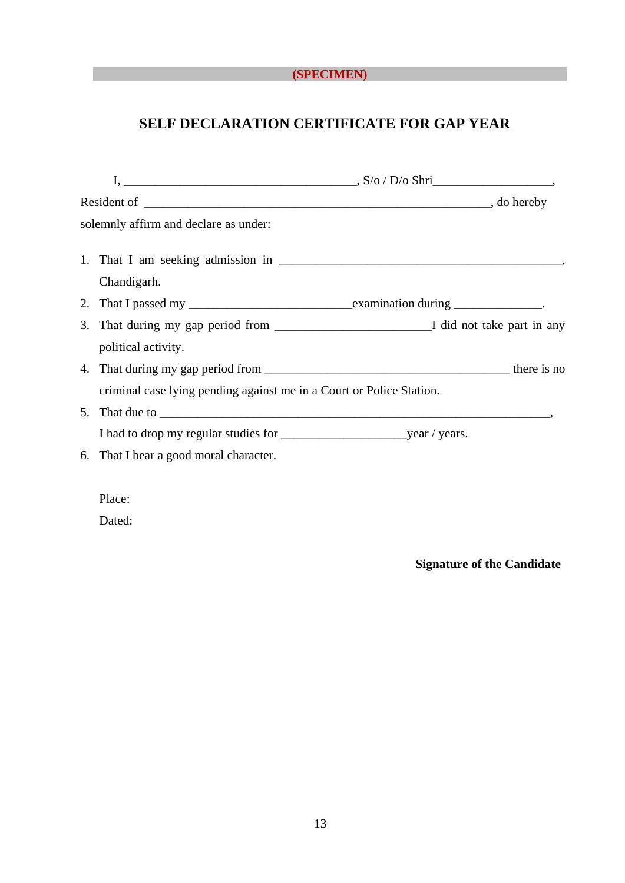**(SPECIMEN)**

## SELF DECLARATION CERTIFICATE FOR GAP YEAR

I, ____________________________________, S/o / D/o Shri__________________, Resident of ______________________________________________________, do hereby solemnly affirm and declare as under:

1. That I am seeking admission in ____________________________________________, Chandigarh.
2. That I passed my _________________________examination during _____________.
3. That during my gap period from ________________________I did not take part in any political activity.
4. That during my gap period from ______________________________________ there is no criminal case lying pending against me in a Court or Police Station.
5. That due to ____________________________________________________________, I had to drop my regular studies for ___________________year / years.
6. That I bear a good moral character.

Place:

Dated:

**Signature of the Candidate**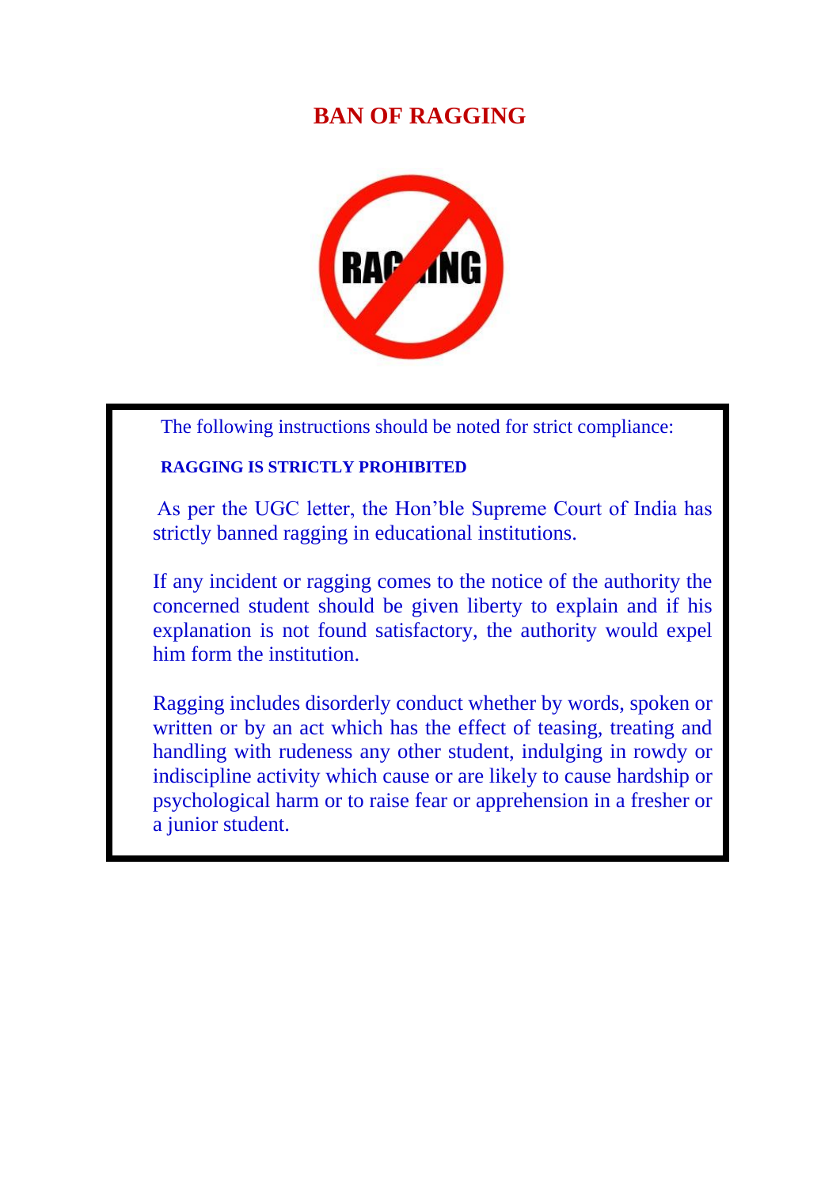# BAN OF RAGGING

The following instructions should be noted for strict compliance:

**RAGGING IS STRICTLY PROHIBITED**

As per the UGC letter, the Hon'ble Supreme Court of India has strictly banned ragging in educational institutions.

If any incident or ragging comes to the notice of the authority the concerned student should be given liberty to explain and if his explanation is not found satisfactory, the authority would expel him form the institution.

Ragging includes disorderly conduct whether by words, spoken or written or by an act which has the effect of teasing, treating and handling with rudeness any other student, indulging in rowdy or indiscipline activity which cause or are likely to cause hardship or psychological harm or to raise fear or apprehension in a fresher or a junior student.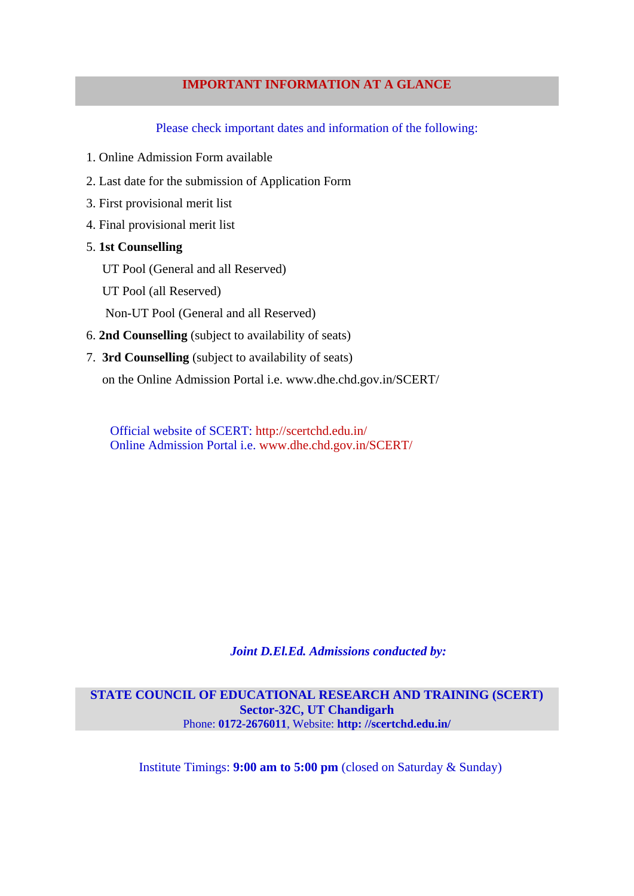## IMPORTANT INFORMATION AT A GLANCE

Please check important dates and information of the following:

1. Online Admission Form available
2. Last date for the submission of Application Form
3. First provisional merit list
4. Final provisional merit list
5. **1st Counselling**

   UT Pool (General and all Reserved)

   UT Pool (all Reserved)

   Non-UT Pool (General and all Reserved)

6. **2nd Counselling** (subject to availability of seats)
7. **3rd Counselling** (subject to availability of seats)

   on the Online Admission Portal i.e. www.dhe.chd.gov.in/SCERT/

Official website of SCERT: http://scertchd.edu.in/
Online Admission Portal i.e. www.dhe.chd.gov.in/SCERT/

***Joint D.El.Ed. Admissions conducted by:***

**STATE COUNCIL OF EDUCATIONAL RESEARCH AND TRAINING (SCERT)**
**Sector-32C, UT Chandigarh**
Phone: **0172-2676011**, Website: **http: //scertchd.edu.in/**

Institute Timings: **9:00 am to 5:00 pm** (closed on Saturday & Sunday)